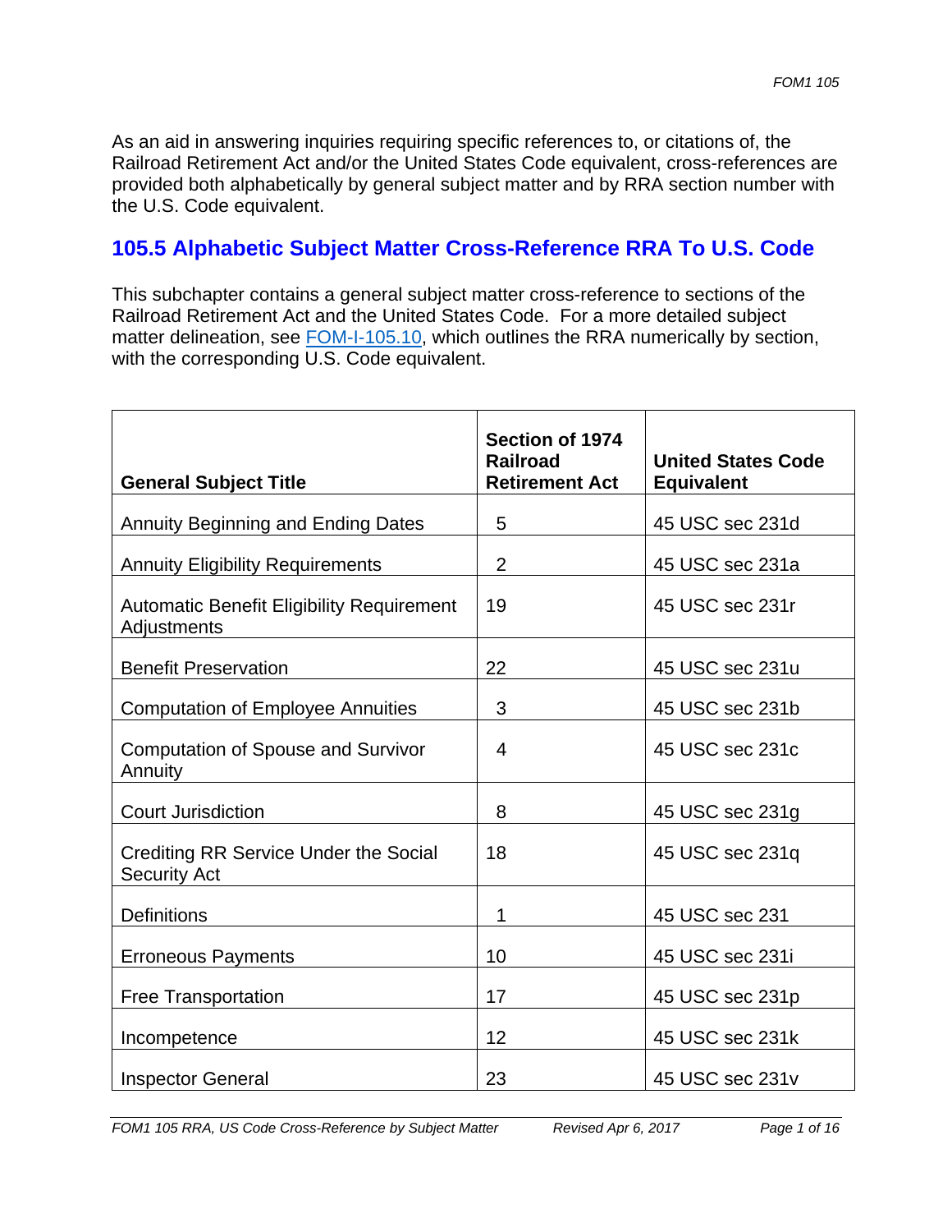As an aid in answering inquiries requiring specific references to, or citations of, the Railroad Retirement Act and/or the United States Code equivalent, cross-references are provided both alphabetically by general subject matter and by RRA section number with the U.S. Code equivalent.

## 105.5 Alphabetic Subject Matter Cross-Reference RRA To U.S. Code

This subchapter contains a general subject matter cross-reference to sections of the Railroad Retirement Act and the United States Code. For a more detailed subject matter delineation, see [FOM-I-105.10](FOM-I-105.10), which outlines the RRA numerically by section, with the corresponding U.S. Code equivalent.

| General Subject Title | Section of 1974 Railroad Retirement Act | United States Code Equivalent |
|---|---|---|
| Annuity Beginning and Ending Dates | 5 | 45 USC sec 231d |
| Annuity Eligibility Requirements | 2 | 45 USC sec 231a |
| Automatic Benefit Eligibility Requirement Adjustments | 19 | 45 USC sec 231r |
| Benefit Preservation | 22 | 45 USC sec 231u |
| Computation of Employee Annuities | 3 | 45 USC sec 231b |
| Computation of Spouse and Survivor Annuity | 4 | 45 USC sec 231c |
| Court Jurisdiction | 8 | 45 USC sec 231g |
| Crediting RR Service Under the Social Security Act | 18 | 45 USC sec 231q |
| Definitions | 1 | 45 USC sec 231 |
| Erroneous Payments | 10 | 45 USC sec 231i |
| Free Transportation | 17 | 45 USC sec 231p |
| Incompetence | 12 | 45 USC sec 231k |
| Inspector General | 23 | 45 USC sec 231v |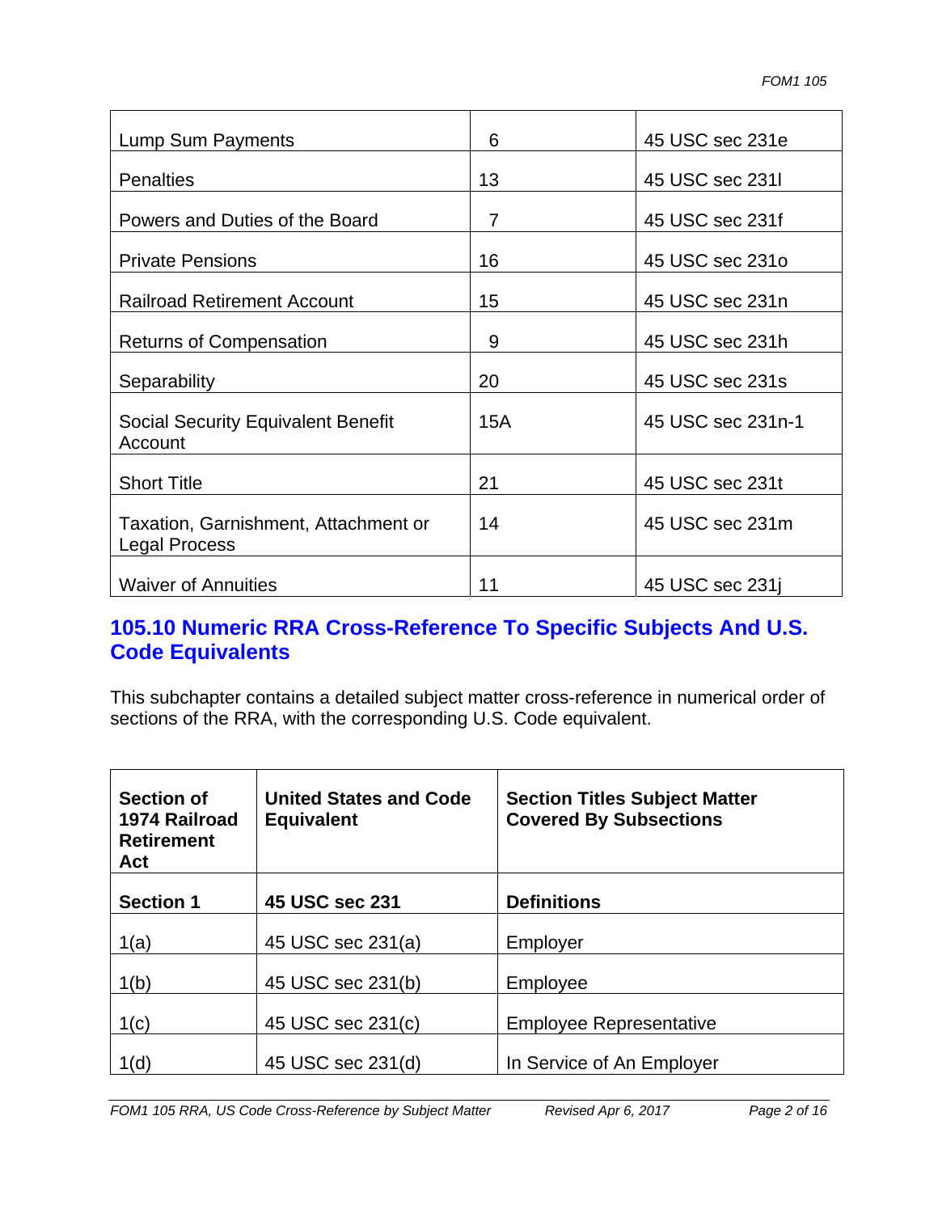| | | |
|---|---|---|
| Lump Sum Payments | 6 | 45 USC sec 231e |
| Penalties | 13 | 45 USC sec 231l |
| Powers and Duties of the Board | 7 | 45 USC sec 231f |
| Private Pensions | 16 | 45 USC sec 231o |
| Railroad Retirement Account | 15 | 45 USC sec 231n |
| Returns of Compensation | 9 | 45 USC sec 231h |
| Separability | 20 | 45 USC sec 231s |
| Social Security Equivalent Benefit Account | 15A | 45 USC sec 231n-1 |
| Short Title | 21 | 45 USC sec 231t |
| Taxation, Garnishment, Attachment or Legal Process | 14 | 45 USC sec 231m |
| Waiver of Annuities | 11 | 45 USC sec 231j |

## 105.10 Numeric RRA Cross-Reference To Specific Subjects And U.S. Code Equivalents

This subchapter contains a detailed subject matter cross-reference in numerical order of sections of the RRA, with the corresponding U.S. Code equivalent.

| Section of 1974 Railroad Retirement Act | United States and Code Equivalent | Section Titles Subject Matter Covered By Subsections |
|---|---|---|
| **Section 1** | **45 USC sec 231** | **Definitions** |
| 1(a) | 45 USC sec 231(a) | Employer |
| 1(b) | 45 USC sec 231(b) | Employee |
| 1(c) | 45 USC sec 231(c) | Employee Representative |
| 1(d) | 45 USC sec 231(d) | In Service of An Employer |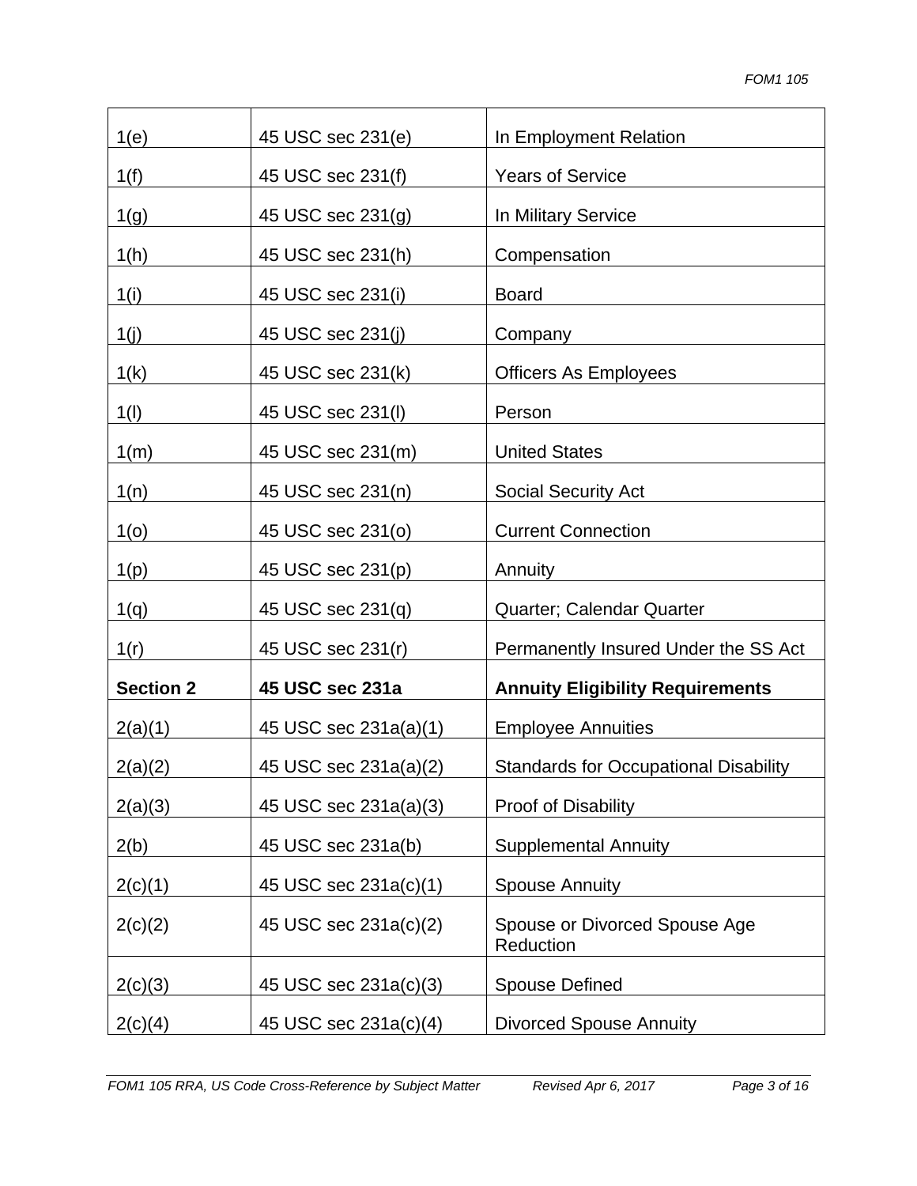| | | |
|---|---|---|
| 1(e) | 45 USC sec 231(e) | In Employment Relation |
| 1(f) | 45 USC sec 231(f) | Years of Service |
| 1(g) | 45 USC sec 231(g) | In Military Service |
| 1(h) | 45 USC sec 231(h) | Compensation |
| 1(i) | 45 USC sec 231(i) | Board |
| 1(j) | 45 USC sec 231(j) | Company |
| 1(k) | 45 USC sec 231(k) | Officers As Employees |
| 1(l) | 45 USC sec 231(l) | Person |
| 1(m) | 45 USC sec 231(m) | United States |
| 1(n) | 45 USC sec 231(n) | Social Security Act |
| 1(o) | 45 USC sec 231(o) | Current Connection |
| 1(p) | 45 USC sec 231(p) | Annuity |
| 1(q) | 45 USC sec 231(q) | Quarter; Calendar Quarter |
| 1(r) | 45 USC sec 231(r) | Permanently Insured Under the SS Act |
| **Section 2** | **45 USC sec 231a** | **Annuity Eligibility Requirements** |
| 2(a)(1) | 45 USC sec 231a(a)(1) | Employee Annuities |
| 2(a)(2) | 45 USC sec 231a(a)(2) | Standards for Occupational Disability |
| 2(a)(3) | 45 USC sec 231a(a)(3) | Proof of Disability |
| 2(b) | 45 USC sec 231a(b) | Supplemental Annuity |
| 2(c)(1) | 45 USC sec 231a(c)(1) | Spouse Annuity |
| 2(c)(2) | 45 USC sec 231a(c)(2) | Spouse or Divorced Spouse Age Reduction |
| 2(c)(3) | 45 USC sec 231a(c)(3) | Spouse Defined |
| 2(c)(4) | 45 USC sec 231a(c)(4) | Divorced Spouse Annuity |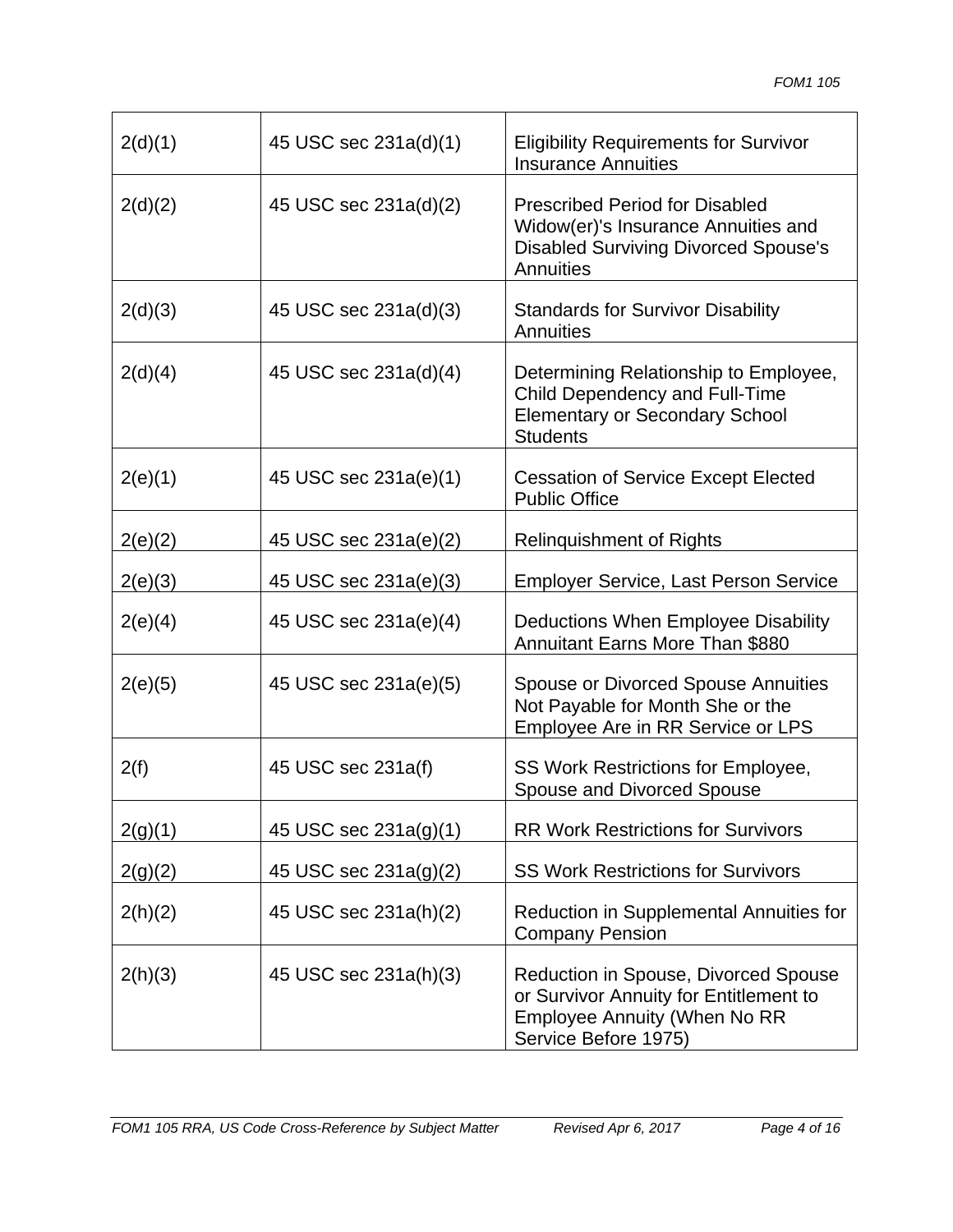| | | |
|---|---|---|
| 2(d)(1) | 45 USC sec 231a(d)(1) | Eligibility Requirements for Survivor Insurance Annuities |
| 2(d)(2) | 45 USC sec 231a(d)(2) | Prescribed Period for Disabled Widow(er)'s Insurance Annuities and Disabled Surviving Divorced Spouse's Annuities |
| 2(d)(3) | 45 USC sec 231a(d)(3) | Standards for Survivor Disability Annuities |
| 2(d)(4) | 45 USC sec 231a(d)(4) | Determining Relationship to Employee, Child Dependency and Full-Time Elementary or Secondary School Students |
| 2(e)(1) | 45 USC sec 231a(e)(1) | Cessation of Service Except Elected Public Office |
| 2(e)(2) | 45 USC sec 231a(e)(2) | Relinquishment of Rights |
| 2(e)(3) | 45 USC sec 231a(e)(3) | Employer Service, Last Person Service |
| 2(e)(4) | 45 USC sec 231a(e)(4) | Deductions When Employee Disability Annuitant Earns More Than $880 |
| 2(e)(5) | 45 USC sec 231a(e)(5) | Spouse or Divorced Spouse Annuities Not Payable for Month She or the Employee Are in RR Service or LPS |
| 2(f) | 45 USC sec 231a(f) | SS Work Restrictions for Employee, Spouse and Divorced Spouse |
| 2(g)(1) | 45 USC sec 231a(g)(1) | RR Work Restrictions for Survivors |
| 2(g)(2) | 45 USC sec 231a(g)(2) | SS Work Restrictions for Survivors |
| 2(h)(2) | 45 USC sec 231a(h)(2) | Reduction in Supplemental Annuities for Company Pension |
| 2(h)(3) | 45 USC sec 231a(h)(3) | Reduction in Spouse, Divorced Spouse or Survivor Annuity for Entitlement to Employee Annuity (When No RR Service Before 1975) |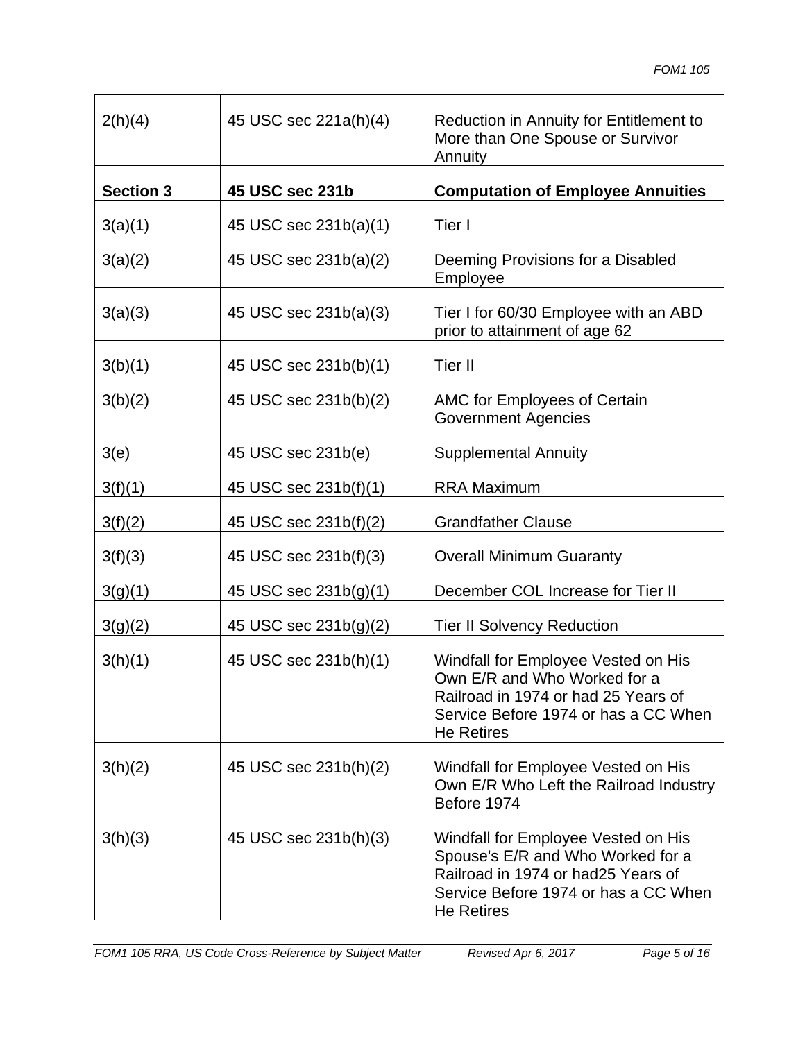| | | |
|---|---|---|
| 2(h)(4) | 45 USC sec 221a(h)(4) | Reduction in Annuity for Entitlement to More than One Spouse or Survivor Annuity |
| **Section 3** | **45 USC sec 231b** | **Computation of Employee Annuities** |
| 3(a)(1) | 45 USC sec 231b(a)(1) | Tier I |
| 3(a)(2) | 45 USC sec 231b(a)(2) | Deeming Provisions for a Disabled Employee |
| 3(a)(3) | 45 USC sec 231b(a)(3) | Tier I for 60/30 Employee with an ABD prior to attainment of age 62 |
| 3(b)(1) | 45 USC sec 231b(b)(1) | Tier II |
| 3(b)(2) | 45 USC sec 231b(b)(2) | AMC for Employees of Certain Government Agencies |
| 3(e) | 45 USC sec 231b(e) | Supplemental Annuity |
| 3(f)(1) | 45 USC sec 231b(f)(1) | RRA Maximum |
| 3(f)(2) | 45 USC sec 231b(f)(2) | Grandfather Clause |
| 3(f)(3) | 45 USC sec 231b(f)(3) | Overall Minimum Guaranty |
| 3(g)(1) | 45 USC sec 231b(g)(1) | December COL Increase for Tier II |
| 3(g)(2) | 45 USC sec 231b(g)(2) | Tier II Solvency Reduction |
| 3(h)(1) | 45 USC sec 231b(h)(1) | Windfall for Employee Vested on His Own E/R and Who Worked for a Railroad in 1974 or had 25 Years of Service Before 1974 or has a CC When He Retires |
| 3(h)(2) | 45 USC sec 231b(h)(2) | Windfall for Employee Vested on His Own E/R Who Left the Railroad Industry Before 1974 |
| 3(h)(3) | 45 USC sec 231b(h)(3) | Windfall for Employee Vested on His Spouse's E/R and Who Worked for a Railroad in 1974 or had25 Years of Service Before 1974 or has a CC When He Retires |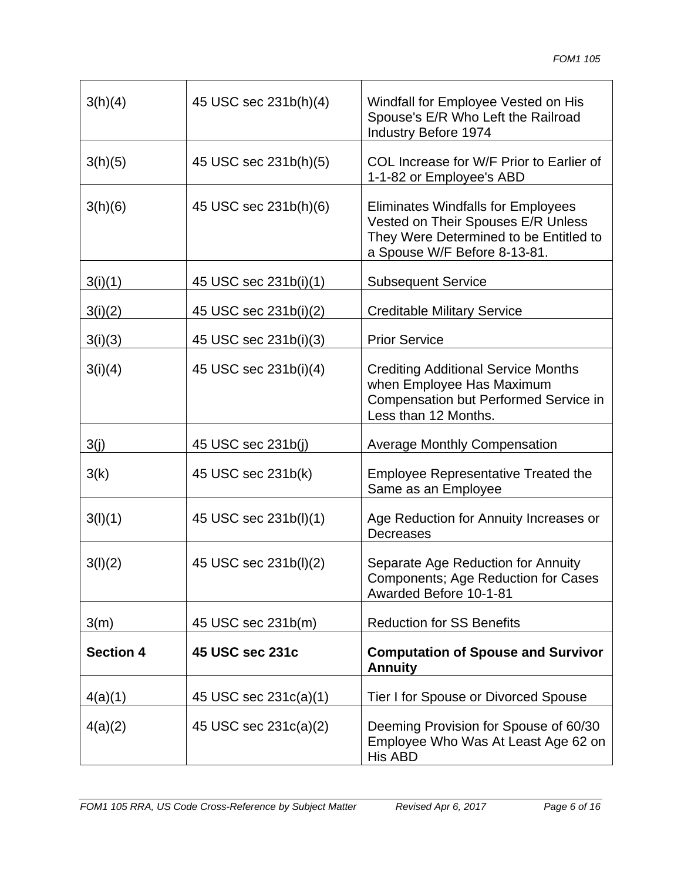| | | |
|---|---|---|
| 3(h)(4) | 45 USC sec 231b(h)(4) | Windfall for Employee Vested on His Spouse's E/R Who Left the Railroad Industry Before 1974 |
| 3(h)(5) | 45 USC sec 231b(h)(5) | COL Increase for W/F Prior to Earlier of 1-1-82 or Employee's ABD |
| 3(h)(6) | 45 USC sec 231b(h)(6) | Eliminates Windfalls for Employees Vested on Their Spouses E/R Unless They Were Determined to be Entitled to a Spouse W/F Before 8-13-81. |
| 3(i)(1) | 45 USC sec 231b(i)(1) | Subsequent Service |
| 3(i)(2) | 45 USC sec 231b(i)(2) | Creditable Military Service |
| 3(i)(3) | 45 USC sec 231b(i)(3) | Prior Service |
| 3(i)(4) | 45 USC sec 231b(i)(4) | Crediting Additional Service Months when Employee Has Maximum Compensation but Performed Service in Less than 12 Months. |
| 3(j) | 45 USC sec 231b(j) | Average Monthly Compensation |
| 3(k) | 45 USC sec 231b(k) | Employee Representative Treated the Same as an Employee |
| 3(l)(1) | 45 USC sec 231b(l)(1) | Age Reduction for Annuity Increases or Decreases |
| 3(l)(2) | 45 USC sec 231b(l)(2) | Separate Age Reduction for Annuity Components; Age Reduction for Cases Awarded Before 10-1-81 |
| 3(m) | 45 USC sec 231b(m) | Reduction for SS Benefits |
| **Section 4** | **45 USC sec 231c** | **Computation of Spouse and Survivor Annuity** |
| 4(a)(1) | 45 USC sec 231c(a)(1) | Tier I for Spouse or Divorced Spouse |
| 4(a)(2) | 45 USC sec 231c(a)(2) | Deeming Provision for Spouse of 60/30 Employee Who Was At Least Age 62 on His ABD |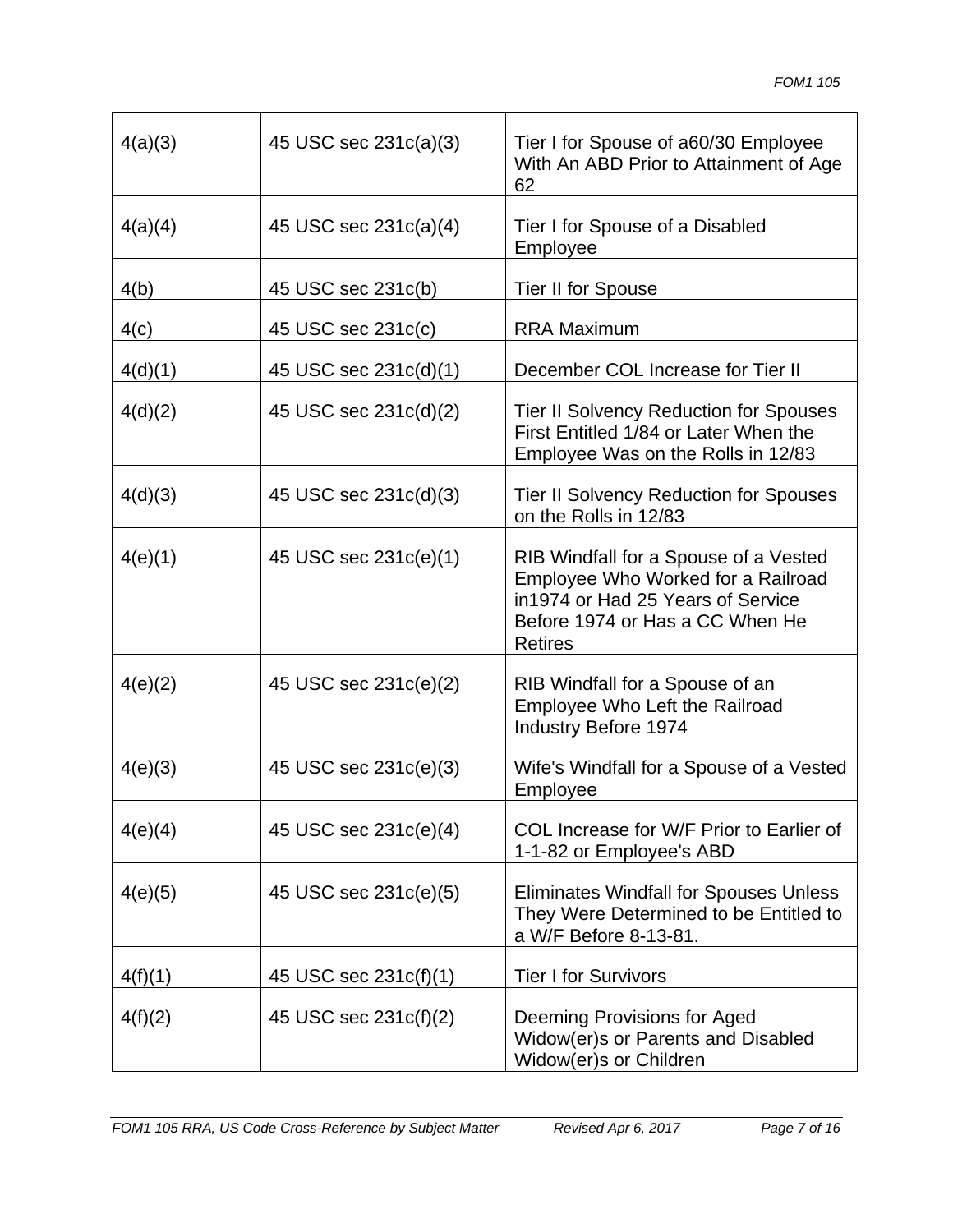| | | |
|---|---|---|
| 4(a)(3) | 45 USC sec 231c(a)(3) | Tier I for Spouse of a60/30 Employee With An ABD Prior to Attainment of Age 62 |
| 4(a)(4) | 45 USC sec 231c(a)(4) | Tier I for Spouse of a Disabled Employee |
| 4(b) | 45 USC sec 231c(b) | Tier II for Spouse |
| 4(c) | 45 USC sec 231c(c) | RRA Maximum |
| 4(d)(1) | 45 USC sec 231c(d)(1) | December COL Increase for Tier II |
| 4(d)(2) | 45 USC sec 231c(d)(2) | Tier II Solvency Reduction for Spouses First Entitled 1/84 or Later When the Employee Was on the Rolls in 12/83 |
| 4(d)(3) | 45 USC sec 231c(d)(3) | Tier II Solvency Reduction for Spouses on the Rolls in 12/83 |
| 4(e)(1) | 45 USC sec 231c(e)(1) | RIB Windfall for a Spouse of a Vested Employee Who Worked for a Railroad in1974 or Had 25 Years of Service Before 1974 or Has a CC When He Retires |
| 4(e)(2) | 45 USC sec 231c(e)(2) | RIB Windfall for a Spouse of an Employee Who Left the Railroad Industry Before 1974 |
| 4(e)(3) | 45 USC sec 231c(e)(3) | Wife's Windfall for a Spouse of a Vested Employee |
| 4(e)(4) | 45 USC sec 231c(e)(4) | COL Increase for W/F Prior to Earlier of 1-1-82 or Employee's ABD |
| 4(e)(5) | 45 USC sec 231c(e)(5) | Eliminates Windfall for Spouses Unless They Were Determined to be Entitled to a W/F Before 8-13-81. |
| 4(f)(1) | 45 USC sec 231c(f)(1) | Tier I for Survivors |
| 4(f)(2) | 45 USC sec 231c(f)(2) | Deeming Provisions for Aged Widow(er)s or Parents and Disabled Widow(er)s or Children |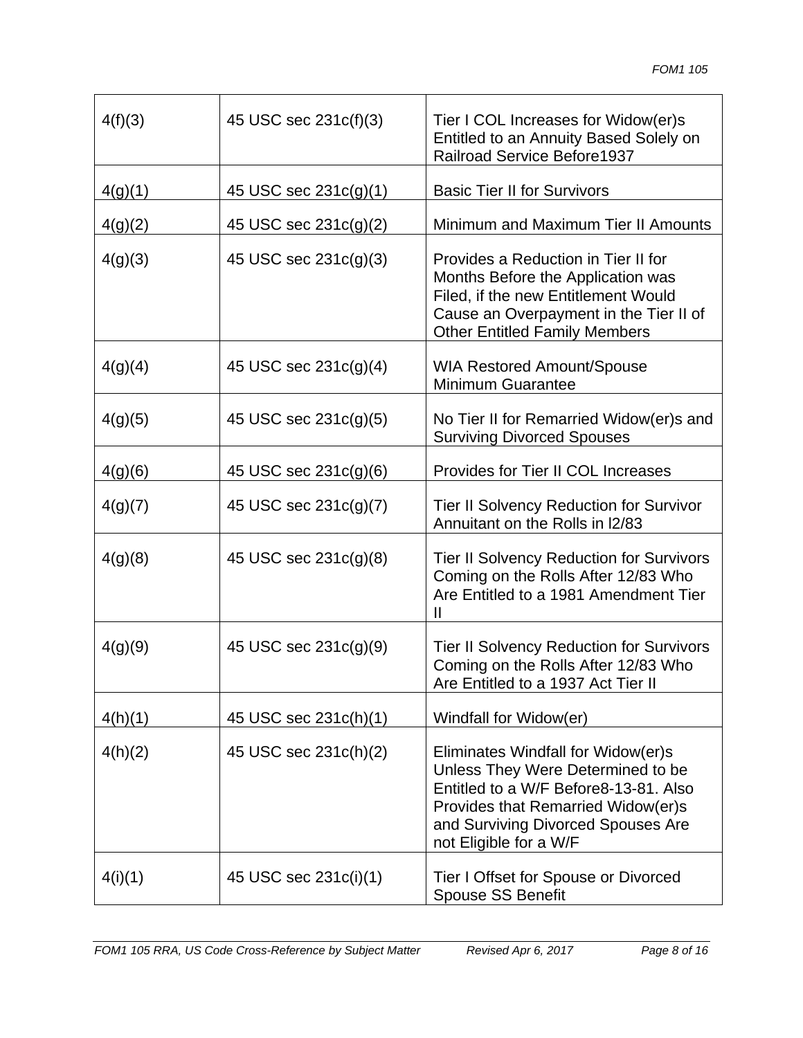| | | |
|---|---|---|
| 4(f)(3) | 45 USC sec 231c(f)(3) | Tier I COL Increases for Widow(er)s Entitled to an Annuity Based Solely on Railroad Service Before1937 |
| 4(g)(1) | 45 USC sec 231c(g)(1) | Basic Tier II for Survivors |
| 4(g)(2) | 45 USC sec 231c(g)(2) | Minimum and Maximum Tier II Amounts |
| 4(g)(3) | 45 USC sec 231c(g)(3) | Provides a Reduction in Tier II for Months Before the Application was Filed, if the new Entitlement Would Cause an Overpayment in the Tier II of Other Entitled Family Members |
| 4(g)(4) | 45 USC sec 231c(g)(4) | WIA Restored Amount/Spouse Minimum Guarantee |
| 4(g)(5) | 45 USC sec 231c(g)(5) | No Tier II for Remarried Widow(er)s and Surviving Divorced Spouses |
| 4(g)(6) | 45 USC sec 231c(g)(6) | Provides for Tier II COL Increases |
| 4(g)(7) | 45 USC sec 231c(g)(7) | Tier II Solvency Reduction for Survivor Annuitant on the Rolls in l2/83 |
| 4(g)(8) | 45 USC sec 231c(g)(8) | Tier II Solvency Reduction for Survivors Coming on the Rolls After 12/83 Who Are Entitled to a 1981 Amendment Tier II |
| 4(g)(9) | 45 USC sec 231c(g)(9) | Tier II Solvency Reduction for Survivors Coming on the Rolls After 12/83 Who Are Entitled to a 1937 Act Tier II |
| 4(h)(1) | 45 USC sec 231c(h)(1) | Windfall for Widow(er) |
| 4(h)(2) | 45 USC sec 231c(h)(2) | Eliminates Windfall for Widow(er)s Unless They Were Determined to be Entitled to a W/F Before8-13-81. Also Provides that Remarried Widow(er)s and Surviving Divorced Spouses Are not Eligible for a W/F |
| 4(i)(1) | 45 USC sec 231c(i)(1) | Tier I Offset for Spouse or Divorced Spouse SS Benefit |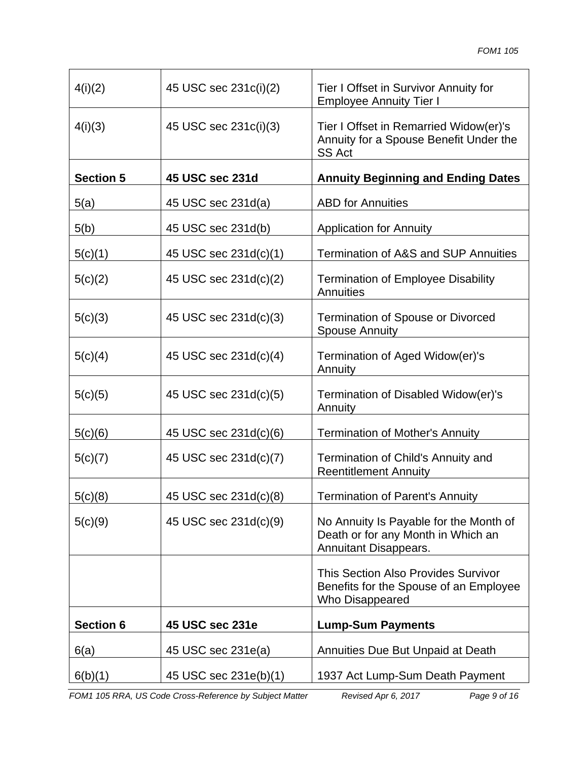| | | |
|---|---|---|
| 4(i)(2) | 45 USC sec 231c(i)(2) | Tier I Offset in Survivor Annuity for Employee Annuity Tier I |
| 4(i)(3) | 45 USC sec 231c(i)(3) | Tier I Offset in Remarried Widow(er)'s Annuity for a Spouse Benefit Under the SS Act |
| **Section 5** | **45 USC sec 231d** | **Annuity Beginning and Ending Dates** |
| 5(a) | 45 USC sec 231d(a) | ABD for Annuities |
| 5(b) | 45 USC sec 231d(b) | Application for Annuity |
| 5(c)(1) | 45 USC sec 231d(c)(1) | Termination of A&S and SUP Annuities |
| 5(c)(2) | 45 USC sec 231d(c)(2) | Termination of Employee Disability Annuities |
| 5(c)(3) | 45 USC sec 231d(c)(3) | Termination of Spouse or Divorced Spouse Annuity |
| 5(c)(4) | 45 USC sec 231d(c)(4) | Termination of Aged Widow(er)'s Annuity |
| 5(c)(5) | 45 USC sec 231d(c)(5) | Termination of Disabled Widow(er)'s Annuity |
| 5(c)(6) | 45 USC sec 231d(c)(6) | Termination of Mother's Annuity |
| 5(c)(7) | 45 USC sec 231d(c)(7) | Termination of Child's Annuity and Reentitlement Annuity |
| 5(c)(8) | 45 USC sec 231d(c)(8) | Termination of Parent's Annuity |
| 5(c)(9) | 45 USC sec 231d(c)(9) | No Annuity Is Payable for the Month of Death or for any Month in Which an Annuitant Disappears. |
| | | This Section Also Provides Survivor Benefits for the Spouse of an Employee Who Disappeared |
| **Section 6** | **45 USC sec 231e** | **Lump-Sum Payments** |
| 6(a) | 45 USC sec 231e(a) | Annuities Due But Unpaid at Death |
| 6(b)(1) | 45 USC sec 231e(b)(1) | 1937 Act Lump-Sum Death Payment |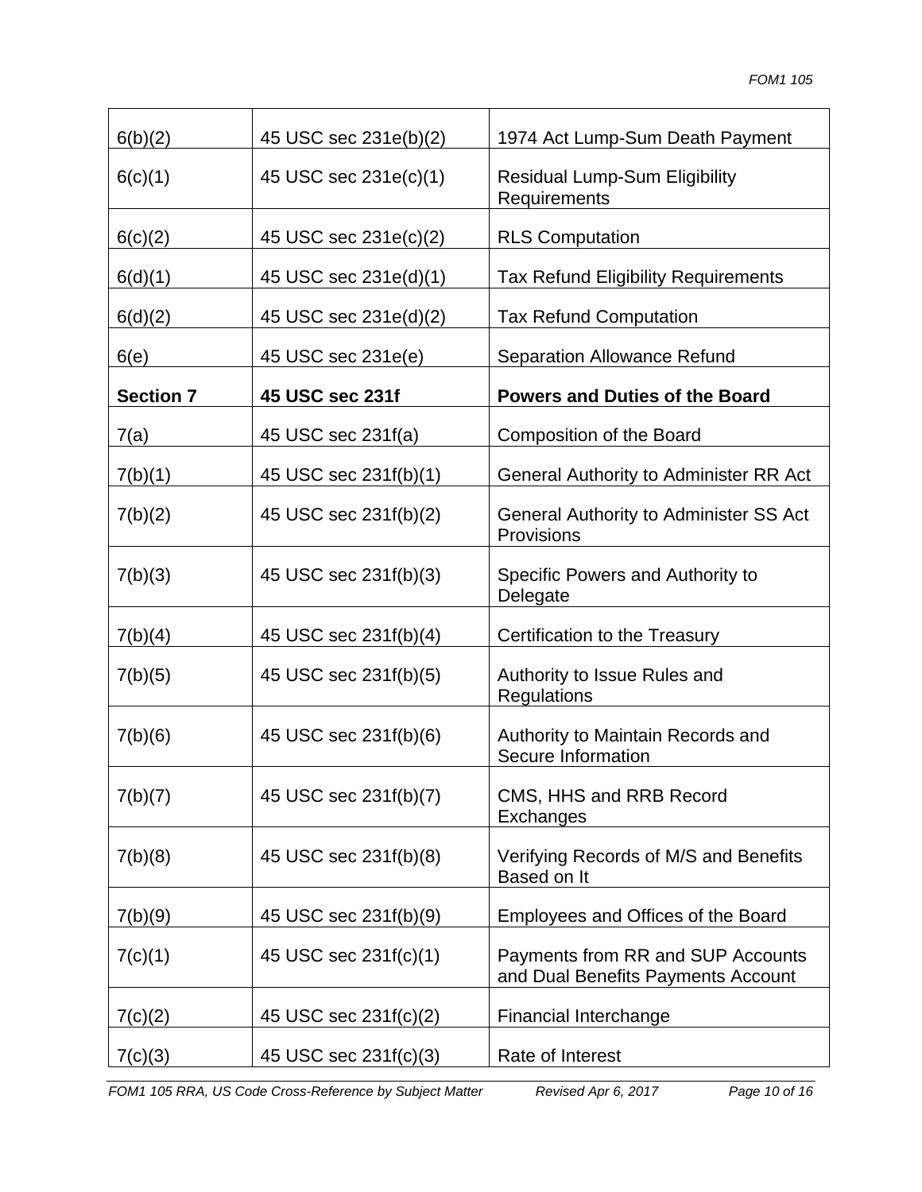| 6(b)(2) | 45 USC sec 231e(b)(2) | 1974 Act Lump-Sum Death Payment |
|---|---|---|
| 6(c)(1) | 45 USC sec 231e(c)(1) | Residual Lump-Sum Eligibility Requirements |
| 6(c)(2) | 45 USC sec 231e(c)(2) | RLS Computation |
| 6(d)(1) | 45 USC sec 231e(d)(1) | Tax Refund Eligibility Requirements |
| 6(d)(2) | 45 USC sec 231e(d)(2) | Tax Refund Computation |
| 6(e) | 45 USC sec 231e(e) | Separation Allowance Refund |
| **Section 7** | **45 USC sec 231f** | **Powers and Duties of the Board** |
| 7(a) | 45 USC sec 231f(a) | Composition of the Board |
| 7(b)(1) | 45 USC sec 231f(b)(1) | General Authority to Administer RR Act |
| 7(b)(2) | 45 USC sec 231f(b)(2) | General Authority to Administer SS Act Provisions |
| 7(b)(3) | 45 USC sec 231f(b)(3) | Specific Powers and Authority to Delegate |
| 7(b)(4) | 45 USC sec 231f(b)(4) | Certification to the Treasury |
| 7(b)(5) | 45 USC sec 231f(b)(5) | Authority to Issue Rules and Regulations |
| 7(b)(6) | 45 USC sec 231f(b)(6) | Authority to Maintain Records and Secure Information |
| 7(b)(7) | 45 USC sec 231f(b)(7) | CMS, HHS and RRB Record Exchanges |
| 7(b)(8) | 45 USC sec 231f(b)(8) | Verifying Records of M/S and Benefits Based on It |
| 7(b)(9) | 45 USC sec 231f(b)(9) | Employees and Offices of the Board |
| 7(c)(1) | 45 USC sec 231f(c)(1) | Payments from RR and SUP Accounts and Dual Benefits Payments Account |
| 7(c)(2) | 45 USC sec 231f(c)(2) | Financial Interchange |
| 7(c)(3) | 45 USC sec 231f(c)(3) | Rate of Interest |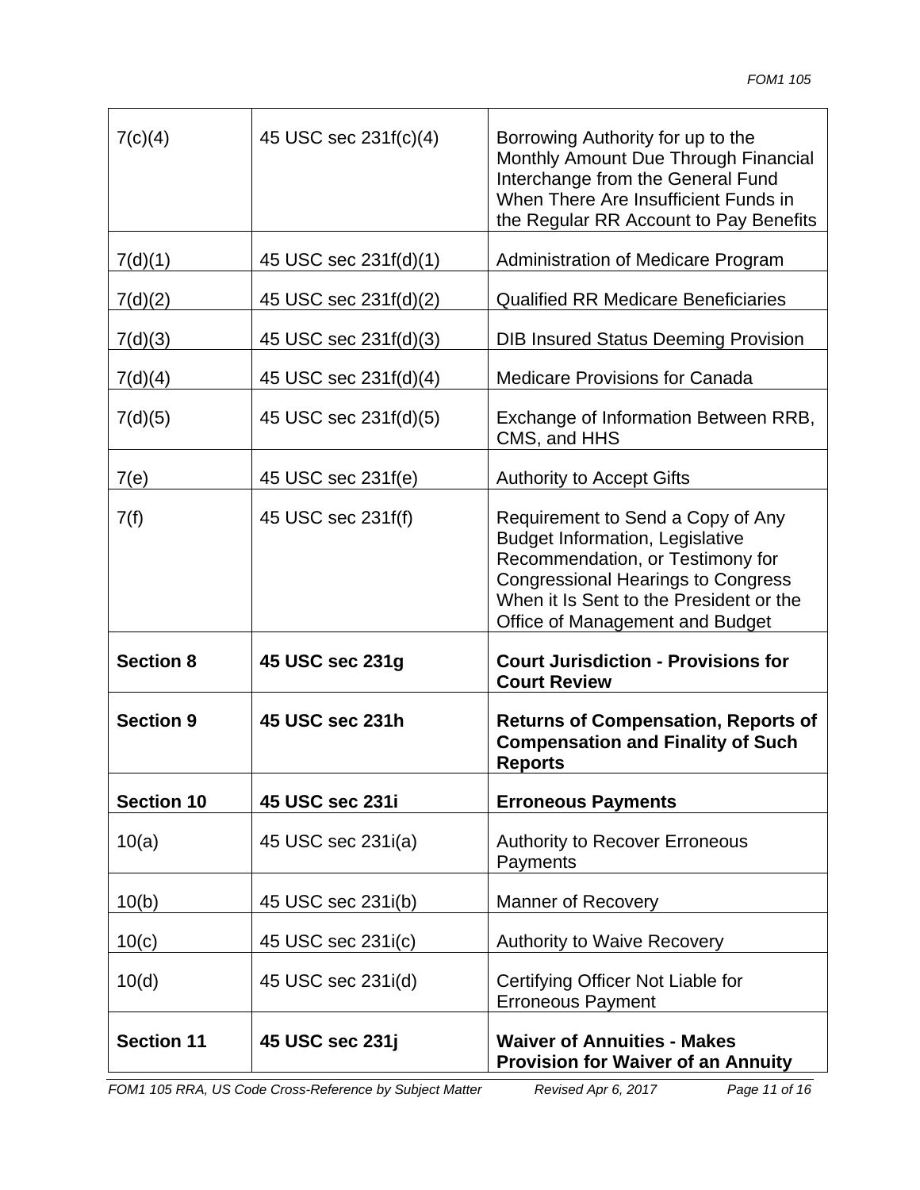| | | |
|---|---|---|
| 7(c)(4) | 45 USC sec 231f(c)(4) | Borrowing Authority for up to the Monthly Amount Due Through Financial Interchange from the General Fund When There Are Insufficient Funds in the Regular RR Account to Pay Benefits |
| 7(d)(1) | 45 USC sec 231f(d)(1) | Administration of Medicare Program |
| 7(d)(2) | 45 USC sec 231f(d)(2) | Qualified RR Medicare Beneficiaries |
| 7(d)(3) | 45 USC sec 231f(d)(3) | DIB Insured Status Deeming Provision |
| 7(d)(4) | 45 USC sec 231f(d)(4) | Medicare Provisions for Canada |
| 7(d)(5) | 45 USC sec 231f(d)(5) | Exchange of Information Between RRB, CMS, and HHS |
| 7(e) | 45 USC sec 231f(e) | Authority to Accept Gifts |
| 7(f) | 45 USC sec 231f(f) | Requirement to Send a Copy of Any Budget Information, Legislative Recommendation, or Testimony for Congressional Hearings to Congress When it Is Sent to the President or the Office of Management and Budget |
| **Section 8** | **45 USC sec 231g** | **Court Jurisdiction - Provisions for Court Review** |
| **Section 9** | **45 USC sec 231h** | **Returns of Compensation, Reports of Compensation and Finality of Such Reports** |
| **Section 10** | **45 USC sec 231i** | **Erroneous Payments** |
| 10(a) | 45 USC sec 231i(a) | Authority to Recover Erroneous Payments |
| 10(b) | 45 USC sec 231i(b) | Manner of Recovery |
| 10(c) | 45 USC sec 231i(c) | Authority to Waive Recovery |
| 10(d) | 45 USC sec 231i(d) | Certifying Officer Not Liable for Erroneous Payment |
| **Section 11** | **45 USC sec 231j** | **Waiver of Annuities - Makes Provision for Waiver of an Annuity** |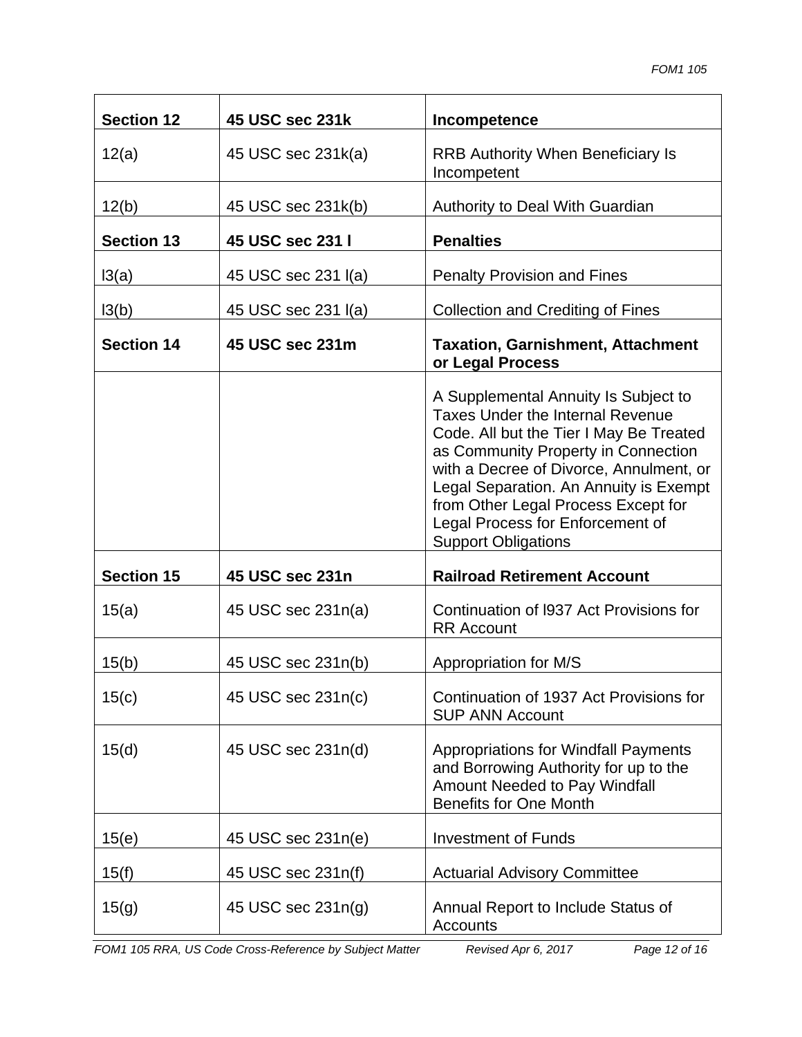| **Section 12** | **45 USC sec 231k** | **Incompetence** |
|---|---|---|
| 12(a) | 45 USC sec 231k(a) | RRB Authority When Beneficiary Is Incompetent |
| 12(b) | 45 USC sec 231k(b) | Authority to Deal With Guardian |
| **Section 13** | **45 USC sec 231 l** | **Penalties** |
| l3(a) | 45 USC sec 231 l(a) | Penalty Provision and Fines |
| l3(b) | 45 USC sec 231 l(a) | Collection and Crediting of Fines |
| **Section 14** | **45 USC sec 231m** | **Taxation, Garnishment, Attachment or Legal Process** |
| | | A Supplemental Annuity Is Subject to Taxes Under the Internal Revenue Code. All but the Tier I May Be Treated as Community Property in Connection with a Decree of Divorce, Annulment, or Legal Separation. An Annuity is Exempt from Other Legal Process Except for Legal Process for Enforcement of Support Obligations |
| **Section 15** | **45 USC sec 231n** | **Railroad Retirement Account** |
| 15(a) | 45 USC sec 231n(a) | Continuation of l937 Act Provisions for RR Account |
| 15(b) | 45 USC sec 231n(b) | Appropriation for M/S |
| 15(c) | 45 USC sec 231n(c) | Continuation of 1937 Act Provisions for SUP ANN Account |
| 15(d) | 45 USC sec 231n(d) | Appropriations for Windfall Payments and Borrowing Authority for up to the Amount Needed to Pay Windfall Benefits for One Month |
| 15(e) | 45 USC sec 231n(e) | Investment of Funds |
| 15(f) | 45 USC sec 231n(f) | Actuarial Advisory Committee |
| 15(g) | 45 USC sec 231n(g) | Annual Report to Include Status of Accounts |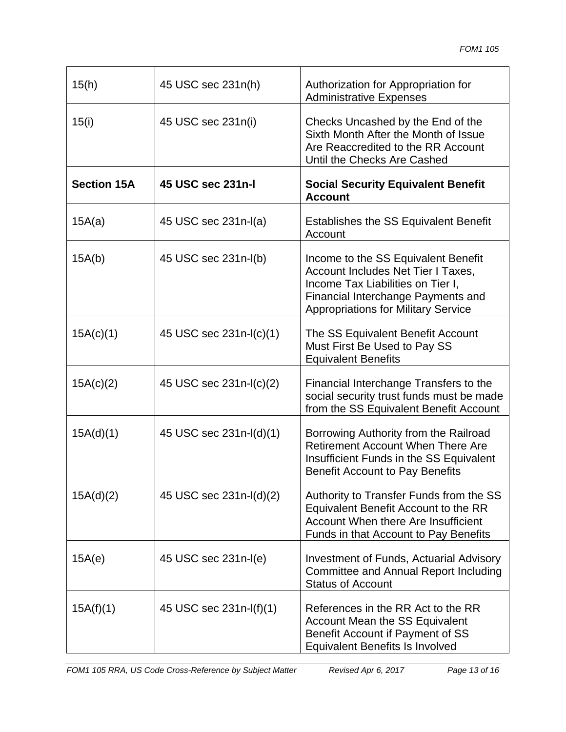| | | |
|---|---|---|
| 15(h) | 45 USC sec 231n(h) | Authorization for Appropriation for Administrative Expenses |
| 15(i) | 45 USC sec 231n(i) | Checks Uncashed by the End of the Sixth Month After the Month of Issue Are Reaccredited to the RR Account Until the Checks Are Cashed |
| **Section 15A** | **45 USC sec 231n-l** | **Social Security Equivalent Benefit Account** |
| 15A(a) | 45 USC sec 231n-l(a) | Establishes the SS Equivalent Benefit Account |
| 15A(b) | 45 USC sec 231n-l(b) | Income to the SS Equivalent Benefit Account Includes Net Tier I Taxes, Income Tax Liabilities on Tier I, Financial Interchange Payments and Appropriations for Military Service |
| 15A(c)(1) | 45 USC sec 231n-l(c)(1) | The SS Equivalent Benefit Account Must First Be Used to Pay SS Equivalent Benefits |
| 15A(c)(2) | 45 USC sec 231n-l(c)(2) | Financial Interchange Transfers to the social security trust funds must be made from the SS Equivalent Benefit Account |
| 15A(d)(1) | 45 USC sec 231n-l(d)(1) | Borrowing Authority from the Railroad Retirement Account When There Are Insufficient Funds in the SS Equivalent Benefit Account to Pay Benefits |
| 15A(d)(2) | 45 USC sec 231n-l(d)(2) | Authority to Transfer Funds from the SS Equivalent Benefit Account to the RR Account When there Are Insufficient Funds in that Account to Pay Benefits |
| 15A(e) | 45 USC sec 231n-l(e) | Investment of Funds, Actuarial Advisory Committee and Annual Report Including Status of Account |
| 15A(f)(1) | 45 USC sec 231n-l(f)(1) | References in the RR Act to the RR Account Mean the SS Equivalent Benefit Account if Payment of SS Equivalent Benefits Is Involved |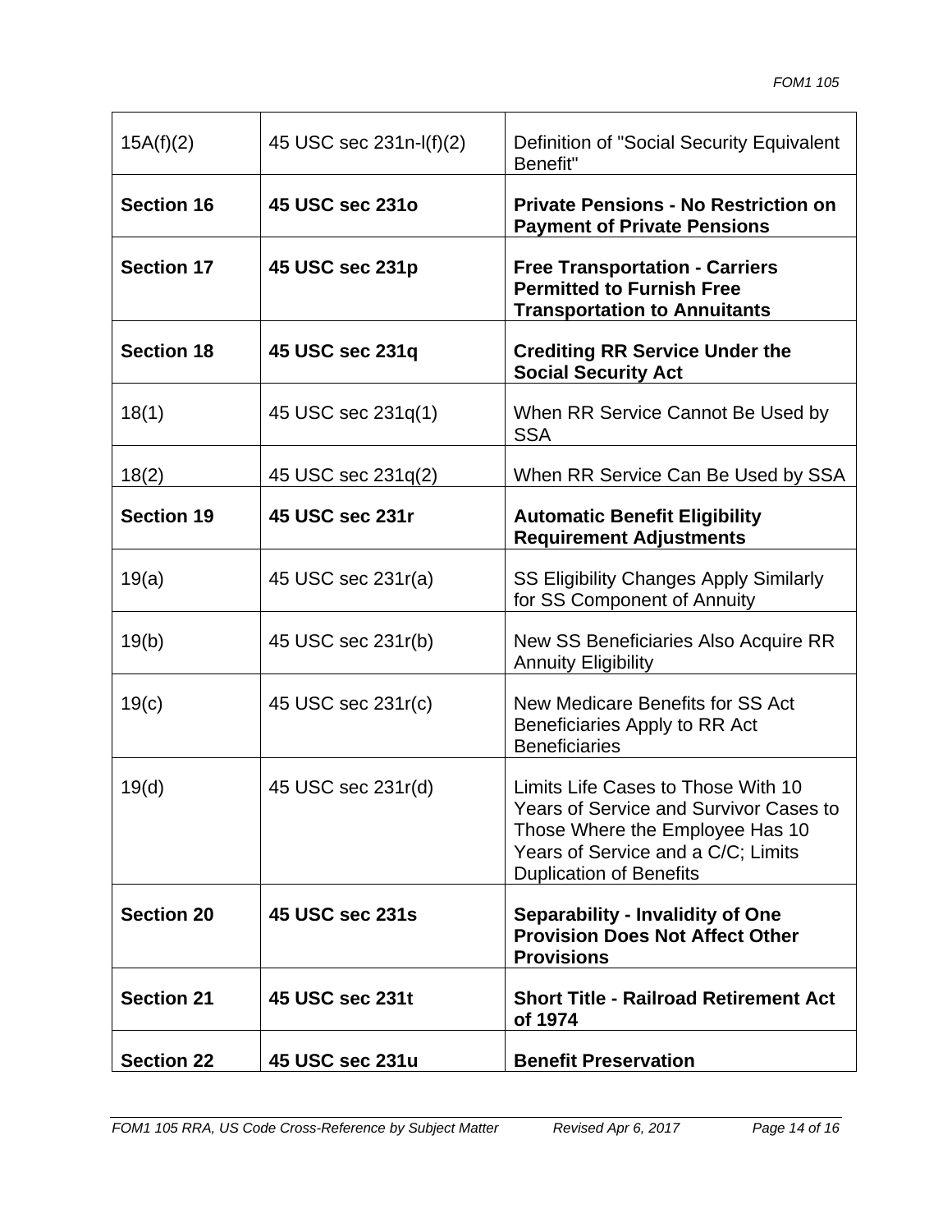| 15A(f)(2) | 45 USC sec 231n-l(f)(2) | Definition of "Social Security Equivalent Benefit" |
|---|---|---|
| **Section 16** | **45 USC sec 231o** | **Private Pensions - No Restriction on Payment of Private Pensions** |
| **Section 17** | **45 USC sec 231p** | **Free Transportation - Carriers Permitted to Furnish Free Transportation to Annuitants** |
| **Section 18** | **45 USC sec 231q** | **Crediting RR Service Under the Social Security Act** |
| 18(1) | 45 USC sec 231q(1) | When RR Service Cannot Be Used by SSA |
| 18(2) | 45 USC sec 231q(2) | When RR Service Can Be Used by SSA |
| **Section 19** | **45 USC sec 231r** | **Automatic Benefit Eligibility Requirement Adjustments** |
| 19(a) | 45 USC sec 231r(a) | SS Eligibility Changes Apply Similarly for SS Component of Annuity |
| 19(b) | 45 USC sec 231r(b) | New SS Beneficiaries Also Acquire RR Annuity Eligibility |
| 19(c) | 45 USC sec 231r(c) | New Medicare Benefits for SS Act Beneficiaries Apply to RR Act Beneficiaries |
| 19(d) | 45 USC sec 231r(d) | Limits Life Cases to Those With 10 Years of Service and Survivor Cases to Those Where the Employee Has 10 Years of Service and a C/C; Limits Duplication of Benefits |
| **Section 20** | **45 USC sec 231s** | **Separability - Invalidity of One Provision Does Not Affect Other Provisions** |
| **Section 21** | **45 USC sec 231t** | **Short Title - Railroad Retirement Act of 1974** |
| **Section 22** | **45 USC sec 231u** | **Benefit Preservation** |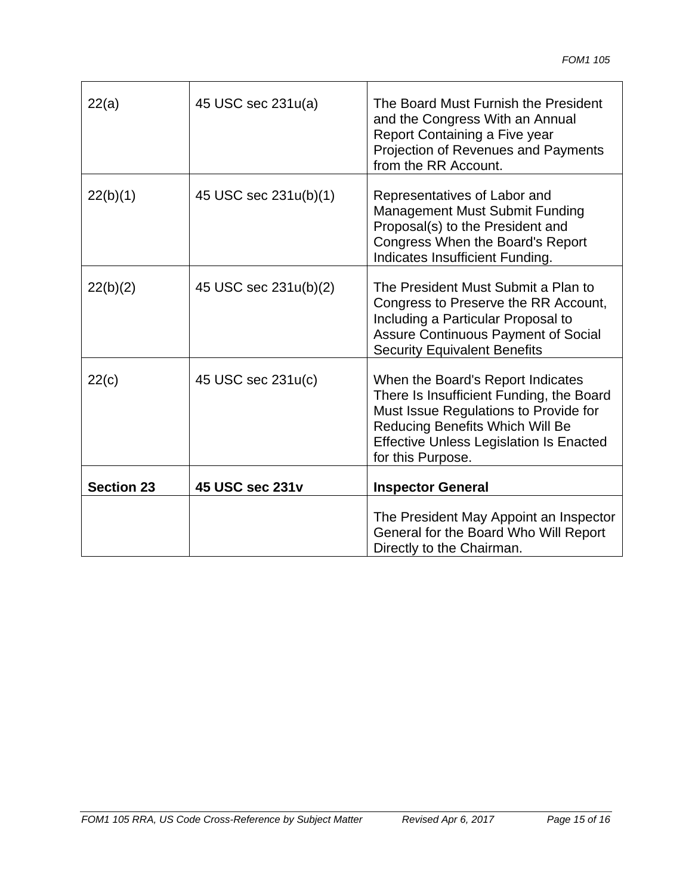| | | |
|---|---|---|
| 22(a) | 45 USC sec 231u(a) | The Board Must Furnish the President and the Congress With an Annual Report Containing a Five year Projection of Revenues and Payments from the RR Account. |
| 22(b)(1) | 45 USC sec 231u(b)(1) | Representatives of Labor and Management Must Submit Funding Proposal(s) to the President and Congress When the Board's Report Indicates Insufficient Funding. |
| 22(b)(2) | 45 USC sec 231u(b)(2) | The President Must Submit a Plan to Congress to Preserve the RR Account, Including a Particular Proposal to Assure Continuous Payment of Social Security Equivalent Benefits |
| 22(c) | 45 USC sec 231u(c) | When the Board's Report Indicates There Is Insufficient Funding, the Board Must Issue Regulations to Provide for Reducing Benefits Which Will Be Effective Unless Legislation Is Enacted for this Purpose. |
| **Section 23** | **45 USC sec 231v** | **Inspector General** |
| | | The President May Appoint an Inspector General for the Board Who Will Report Directly to the Chairman. |